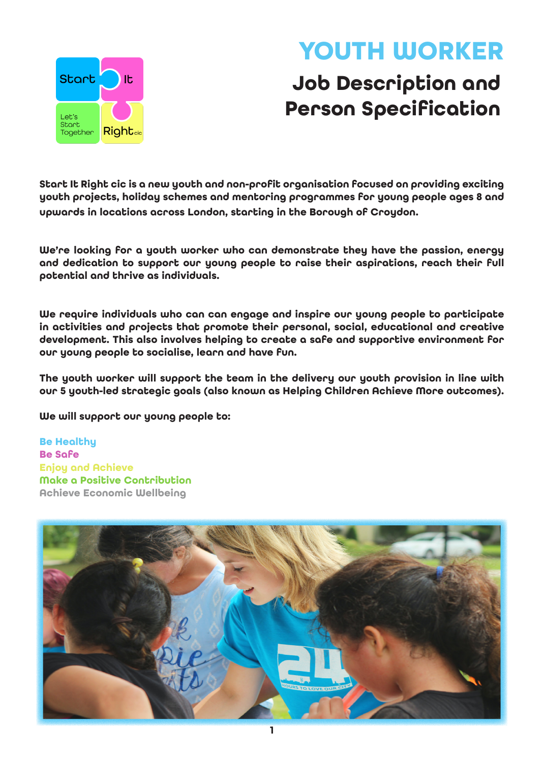# YOUTH WORKER

## Job Description and Person Specification

**Start It Right cic is a new youth and non-profit organisation focused on providing exciting youth projects, holiday schemes and mentoring programmes for young people ages 8 and upwards in locations across London, starting in the Borough of Croydon.**

**We're looking for a youth worker who can demonstrate they have the passion, energy and dedication to support our young people to raise their aspirations, reach their full potential and thrive as individuals.**

**We require individuals who can can engage and inspire our young people to participate in activities and projects that promote their personal, social, educational and creative development. This also involves helping to create a safe and supportive environment for our young people to socialise, learn and have fun.**

**The youth worker will support the team in the delivery our youth provision in line with our 5 youth-led strategic goals (also known as Helping Children Achieve More outcomes).**

**We will support our young people to:**

**Be Healthy**
**Be Safe**
**Enjoy and Achieve**
**Make a Positive Contribution**
**Achieve Economic Wellbeing**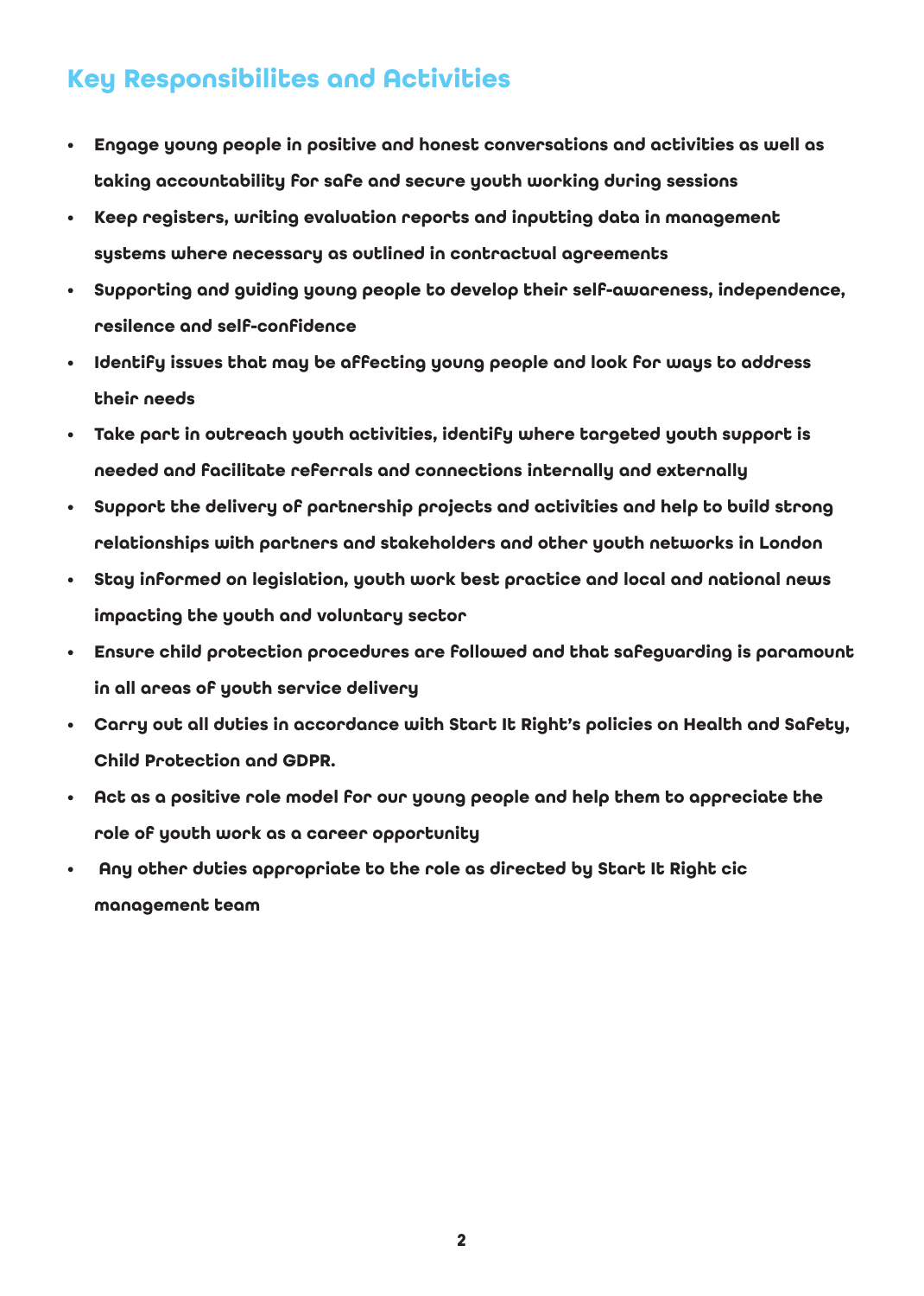## Key Responsibilites and Activities

- **Engage young people in positive and honest conversations and activities as well as taking accountability for safe and secure youth working during sessions**
- **Keep registers, writing evaluation reports and inputting data in management systems where necessary as outlined in contractual agreements**
- **Supporting and guiding young people to develop their self-awareness, independence, resilence and self-confidence**
- **Identify issues that may be affecting young people and look for ways to address their needs**
- **Take part in outreach youth activities, identify where targeted youth support is needed and facilitate referrals and connections internally and externally**
- **Support the delivery of partnership projects and activities and help to build strong relationships with partners and stakeholders and other youth networks in London**
- **Stay informed on legislation, youth work best practice and local and national news impacting the youth and voluntary sector**
- **Ensure child protection procedures are followed and that safeguarding is paramount in all areas of youth service delivery**
- **Carry out all duties in accordance with Start It Right's policies on Health and Safety, Child Protection and GDPR.**
- **Act as a positive role model for our young people and help them to appreciate the role of youth work as a career opportunity**
- **Any other duties appropriate to the role as directed by Start It Right cic management team**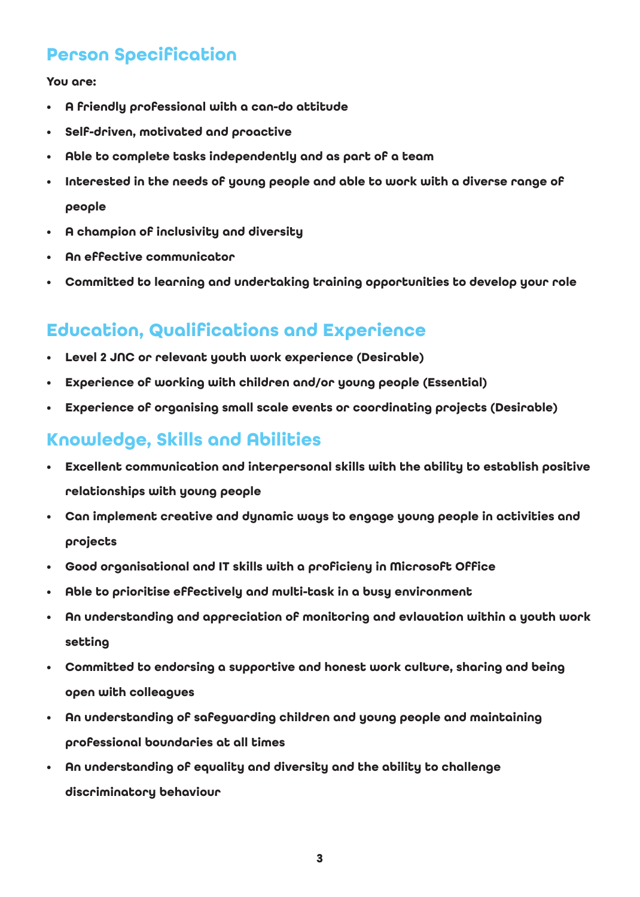## Person Specification

**You are:**

- **A friendly professional with a can-do attitude**
- **Self-driven, motivated and proactive**
- **Able to complete tasks independently and as part of a team**
- **Interested in the needs of young people and able to work with a diverse range of people**
- **A champion of inclusivity and diversity**
- **An effective communicator**
- **Committed to learning and undertaking training opportunities to develop your role**

## Education, Qualifications and Experience

- **Level 2 JNC or relevant youth work experience (Desirable)**
- **Experience of working with children and/or young people (Essential)**
- **Experience of organising small scale events or coordinating projects (Desirable)**

## Knowledge, Skills and Abilities

- **Excellent communication and interpersonal skills with the ability to establish positive relationships with young people**
- **Can implement creative and dynamic ways to engage young people in activities and projects**
- **Good organisational and IT skills with a proficieny in Microsoft Office**
- **Able to prioritise effectively and multi-task in a busy environment**
- **An understanding and appreciation of monitoring and evlauation within a youth work setting**
- **Committed to endorsing a supportive and honest work culture, sharing and being open with colleagues**
- **An understanding of safeguarding children and young people and maintaining professional boundaries at all times**
- **An understanding of equality and diversity and the ability to challenge discriminatory behaviour**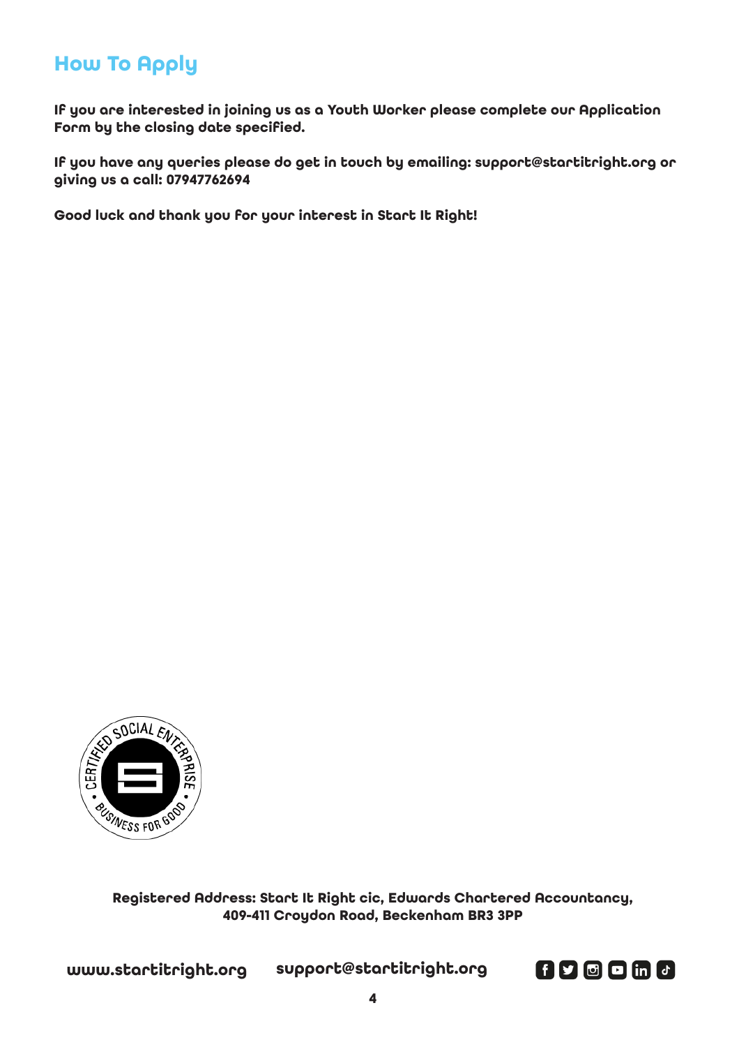## How To Apply

**If you are interested in joining us as a Youth Worker please complete our Application Form by the closing date specified.**

**If you have any queries please do get in touch by emailing: support@startitright.org or giving us a call: 07947762694**

**Good luck and thank you for your interest in Start It Right!**

CERTIFIED SOCIAL ENTERPRISE • BUSINESS FOR GOOD •

**Registered Address: Start It Right cic, Edwards Chartered Accountancy, 409-411 Croydon Road, Beckenham BR3 3PP**

**www.startitright.org** **support@startitright.org**